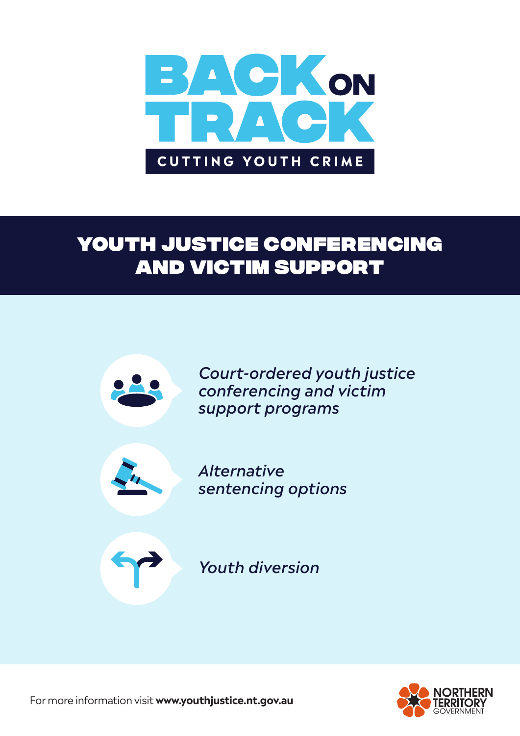# BACK ON TRACK

CUTTING YOUTH CRIME

## YOUTH JUSTICE CONFERENCING AND VICTIM SUPPORT

*Court-ordered youth justice conferencing and victim support programs*

*Alternative sentencing options*

*Youth diversion*

For more information visit **www.youthjustice.nt.gov.au**

NORTHERN TERRITORY GOVERNMENT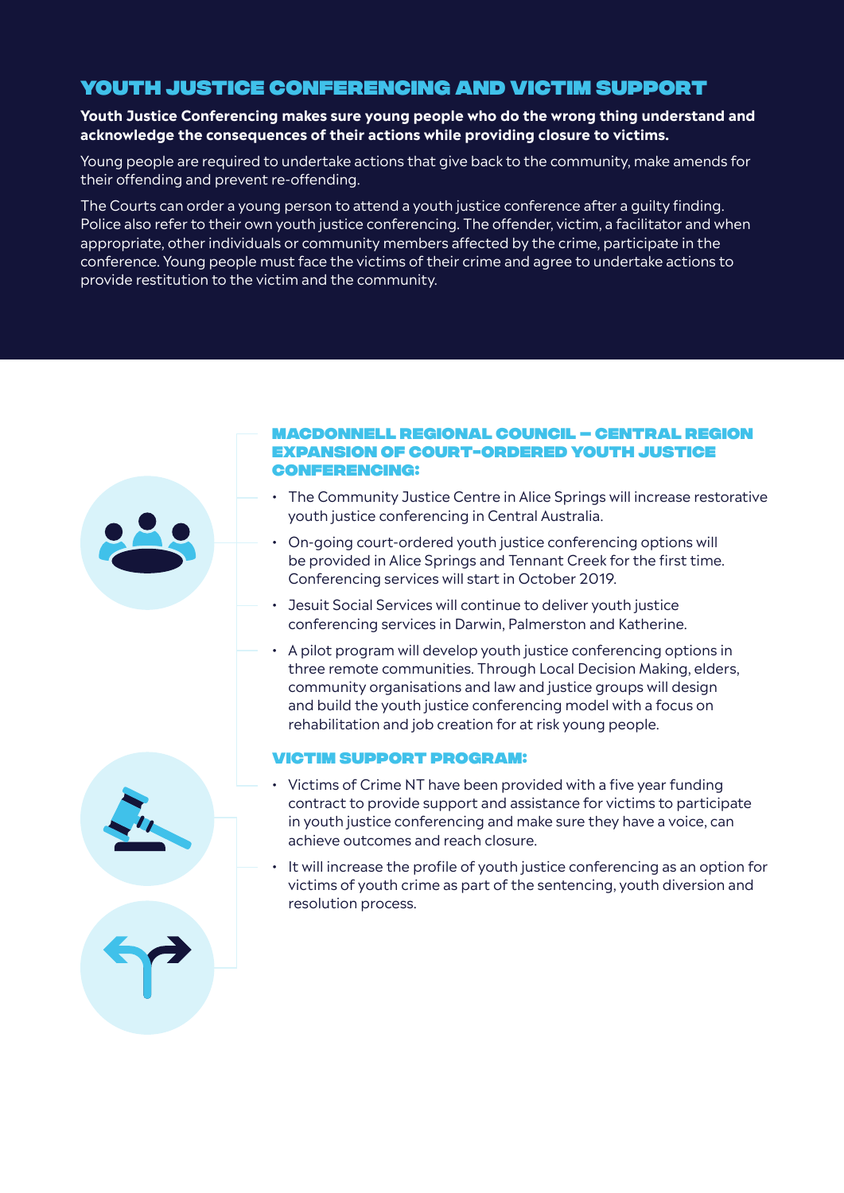# YOUTH JUSTICE CONFERENCING AND VICTIM SUPPORT

**Youth Justice Conferencing makes sure young people who do the wrong thing understand and acknowledge the consequences of their actions while providing closure to victims.**

Young people are required to undertake actions that give back to the community, make amends for their offending and prevent re-offending.

The Courts can order a young person to attend a youth justice conference after a guilty finding. Police also refer to their own youth justice conferencing. The offender, victim, a facilitator and when appropriate, other individuals or community members affected by the crime, participate in the conference. Young people must face the victims of their crime and agree to undertake actions to provide restitution to the victim and the community.

## MACDONNELL REGIONAL COUNCIL – CENTRAL REGION EXPANSION OF COURT-ORDERED YOUTH JUSTICE CONFERENCING:

- The Community Justice Centre in Alice Springs will increase restorative youth justice conferencing in Central Australia.
- On-going court-ordered youth justice conferencing options will be provided in Alice Springs and Tennant Creek for the first time. Conferencing services will start in October 2019.
- Jesuit Social Services will continue to deliver youth justice conferencing services in Darwin, Palmerston and Katherine.
- A pilot program will develop youth justice conferencing options in three remote communities. Through Local Decision Making, elders, community organisations and law and justice groups will design and build the youth justice conferencing model with a focus on rehabilitation and job creation for at risk young people.

## VICTIM SUPPORT PROGRAM:

- Victims of Crime NT have been provided with a five year funding contract to provide support and assistance for victims to participate in youth justice conferencing and make sure they have a voice, can achieve outcomes and reach closure.
- It will increase the profile of youth justice conferencing as an option for victims of youth crime as part of the sentencing, youth diversion and resolution process.